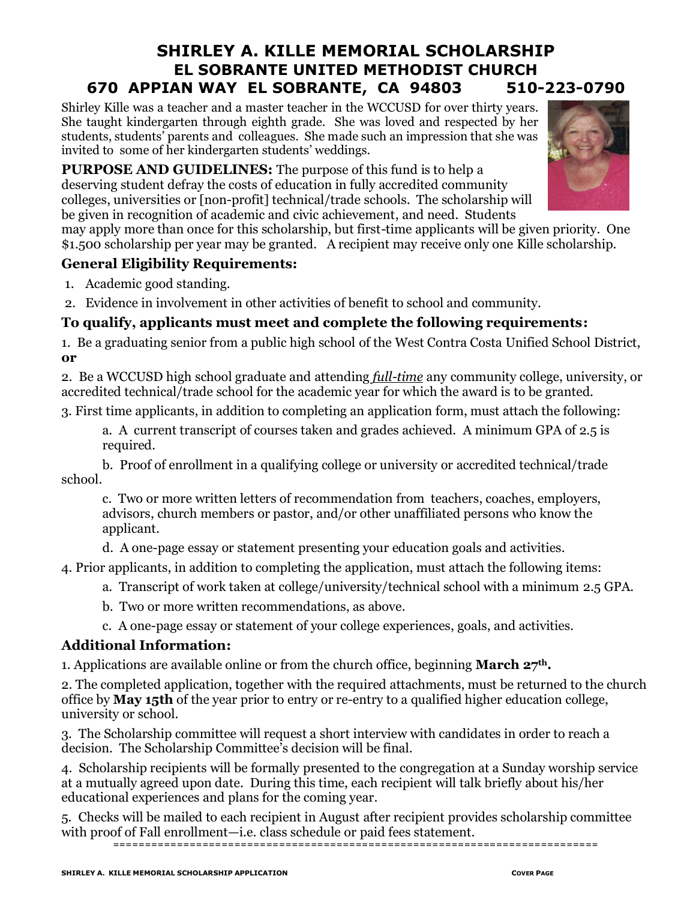# SHIRLEY A. KILLE MEMORIAL SCHOLARSHIP
## EL SOBRANTE UNITED METHODIST CHURCH
## 670 APPIAN WAY EL SOBRANTE, CA 94803 510-223-0790

Shirley Kille was a teacher and a master teacher in the WCCUSD for over thirty years. She taught kindergarten through eighth grade. She was loved and respected by her students, students' parents and colleagues. She made such an impression that she was invited to some of her kindergarten students' weddings.

**PURPOSE AND GUIDELINES:** The purpose of this fund is to help a deserving student defray the costs of education in fully accredited community colleges, universities or [non-profit] technical/trade schools. The scholarship will be given in recognition of academic and civic achievement, and need. Students may apply more than once for this scholarship, but first-time applicants will be given priority. One $1.500 scholarship per year may be granted. A recipient may receive only one Kille scholarship.

### General Eligibility Requirements:

1. Academic good standing.
2. Evidence in involvement in other activities of benefit to school and community.

### To qualify, applicants must meet and complete the following requirements:

1. Be a graduating senior from a public high school of the West Contra Costa Unified School District, **or**

2. Be a WCCUSD high school graduate and attending ***full-time*** any community college, university, or accredited technical/trade school for the academic year for which the award is to be granted.

3. First time applicants, in addition to completing an application form, must attach the following:

   a. A current transcript of courses taken and grades achieved. A minimum GPA of 2.5 is required.

   b. Proof of enrollment in a qualifying college or university or accredited technical/trade school.

   c. Two or more written letters of recommendation from teachers, coaches, employers, advisors, church members or pastor, and/or other unaffiliated persons who know the applicant.

   d. A one-page essay or statement presenting your education goals and activities.

4. Prior applicants, in addition to completing the application, must attach the following items:

   a. Transcript of work taken at college/university/technical school with a minimum 2.5 GPA.

   b. Two or more written recommendations, as above.

   c. A one-page essay or statement of your college experiences, goals, and activities.

### Additional Information:

1. Applications are available online or from the church office, beginning **March 27th.**

2. The completed application, together with the required attachments, must be returned to the church office by **May 15th** of the year prior to entry or re-entry to a qualified higher education college, university or school.

3. The Scholarship committee will request a short interview with candidates in order to reach a decision. The Scholarship Committee's decision will be final.

4. Scholarship recipients will be formally presented to the congregation at a Sunday worship service at a mutually agreed upon date. During this time, each recipient will talk briefly about his/her educational experiences and plans for the coming year.

5. Checks will be mailed to each recipient in August after recipient provides scholarship committee with proof of Fall enrollment—i.e. class schedule or paid fees statement.

---

SHIRLEY A. KILLE MEMORIAL SCHOLARSHIP APPLICATION — COVER PAGE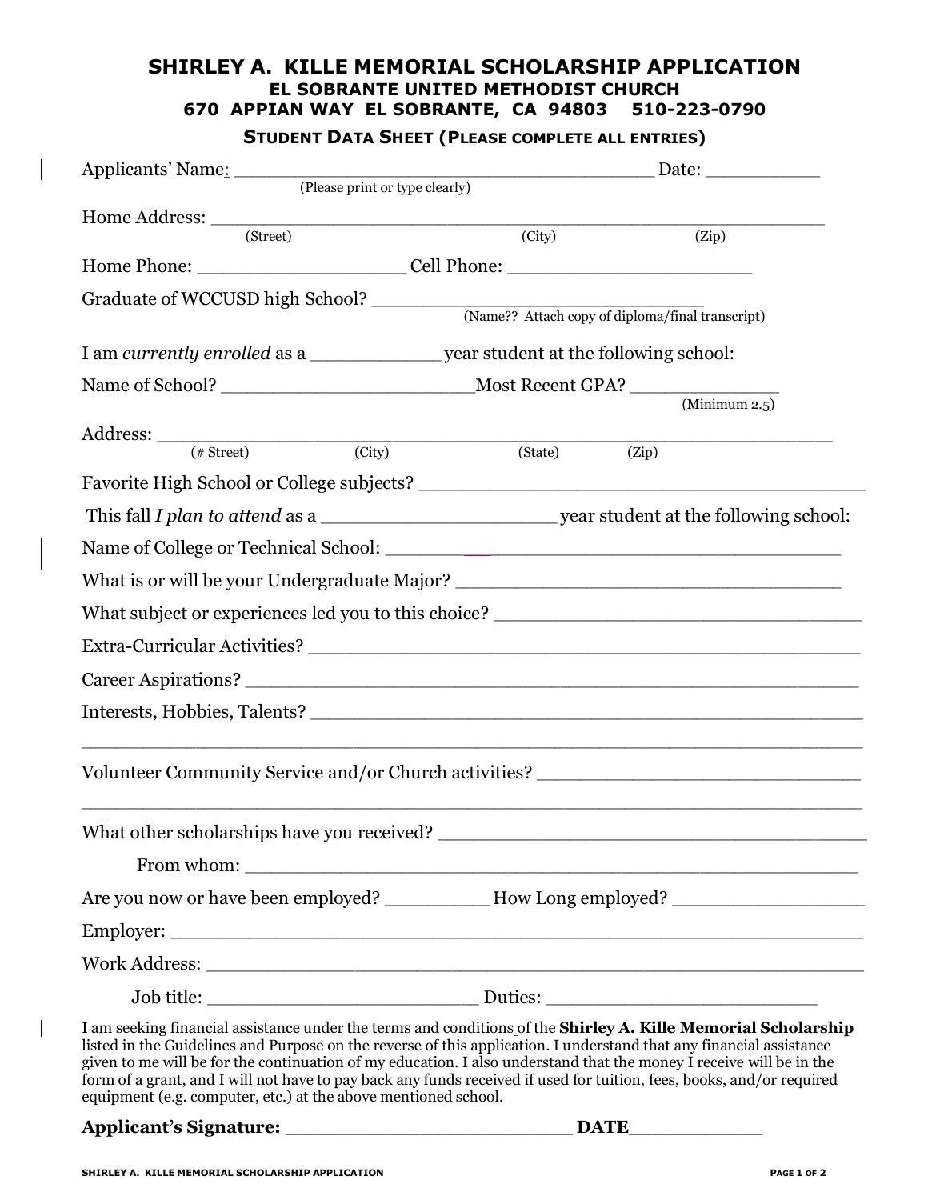# SHIRLEY A. KILLE MEMORIAL SCHOLARSHIP APPLICATION

## EL SOBRANTE UNITED METHODIST CHURCH

## 670 APPIAN WAY EL SOBRANTE, CA 94803 510-223-0790

### STUDENT DATA SHEET (PLEASE COMPLETE ALL ENTRIES)

Applicants' Name: ______________________________________ Date: __________
(Please print or type clearly)

Home Address: ________________________________________________________
(Street) (City) (Zip)

Home Phone: ___________________ Cell Phone: ______________________

Graduate of WCCUSD high School? ______________________________
(Name?? Attach copy of diploma/final transcript)

I am *currently enrolled* as a ____________ year student at the following school:

Name of School? ______________________Most Recent GPA? _____________
(Minimum 2.5)

Address: ______________________________________________________________
(# Street) (City) (State) (Zip)

Favorite High School or College subjects? ________________________________________

This fall *I plan to attend* as a ____________________ year student at the following school:

Name of College or Technical School: ________________________________________

What is or will be your Undergraduate Major? ____________________________________

What subject or experiences led you to this choice? ____________________________________

Extra-Curricular Activities? ______________________________________________________

Career Aspirations? ____________________________________________________________

Interests, Hobbies, Talents? ______________________________________________________

______________________________________________________________________________

Volunteer Community Service and/or Church activities? ______________________________

______________________________________________________________________________

What other scholarships have you received? ________________________________________

From whom: ________________________________________________________

Are you now or have been employed? _________ How Long employed? _________________

Employer: _____________________________________________________________________

Work Address: __________________________________________________________________

Job title: ________________________ Duties: ________________________

I am seeking financial assistance under the terms and conditions of the **Shirley A. Kille Memorial Scholarship** listed in the Guidelines and Purpose on the reverse of this application. I understand that any financial assistance given to me will be for the continuation of my education. I also understand that the money I receive will be in the form of a grant, and I will not have to pay back any funds received if used for tuition, fees, books, and/or required equipment (e.g. computer, etc.) at the above mentioned school.

**Applicant's Signature: _________________________ DATE___________**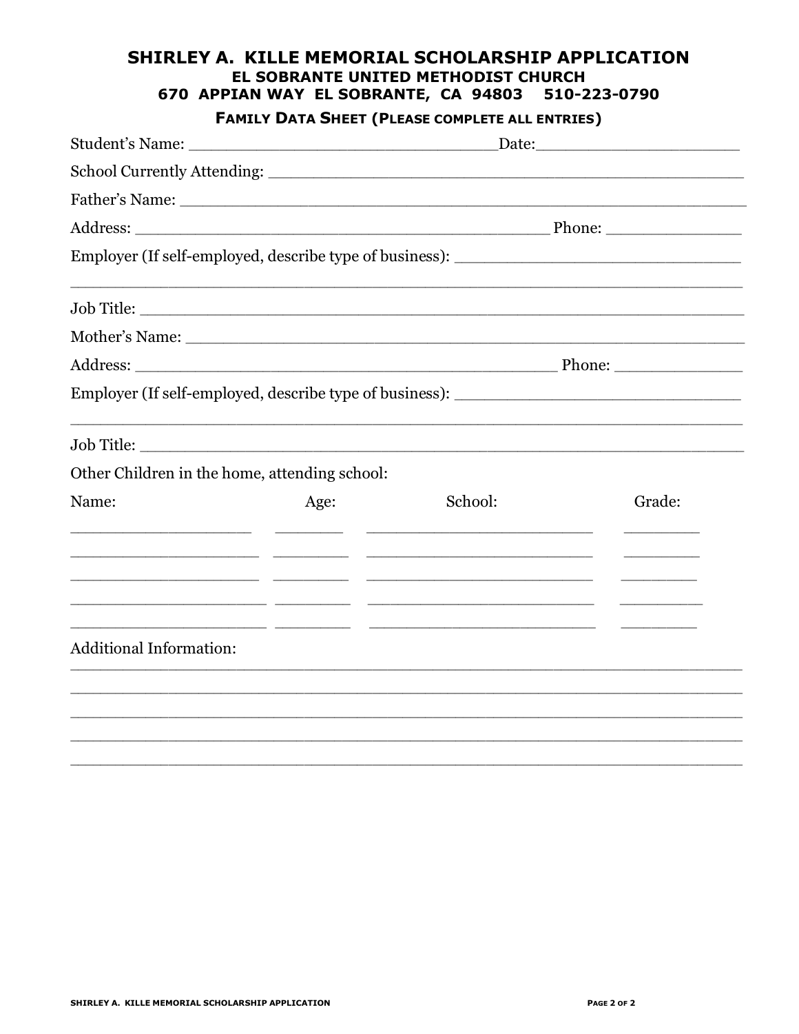# SHIRLEY A. KILLE MEMORIAL SCHOLARSHIP APPLICATION

## EL SOBRANTE UNITED METHODIST CHURCH

## 670 APPIAN WAY EL SOBRANTE, CA 94803 510-223-0790

### FAMILY DATA SHEET (PLEASE COMPLETE ALL ENTRIES)

Student's Name: _______________________________ Date: ____________________

School Currently Attending: _______________________________________________

Father's Name: __________________________________________________________

Address: ___________________________________________ Phone: ______________

Employer (If self-employed, describe type of business): ___________________________

______________________________________________________________________

Job Title: ______________________________________________________________

Mother's Name: __________________________________________________________

Address: ___________________________________________ Phone: ______________

Employer (If self-employed, describe type of business): ___________________________

______________________________________________________________________

Job Title: ______________________________________________________________

Other Children in the home, attending school:

| Name: | Age: | School: | Grade: |
|---|---|---|---|
| | | | |
| | | | |
| | | | |
| | | | |
| | | | |

Additional Information:

______________________________________________________________________

______________________________________________________________________

______________________________________________________________________

______________________________________________________________________

______________________________________________________________________